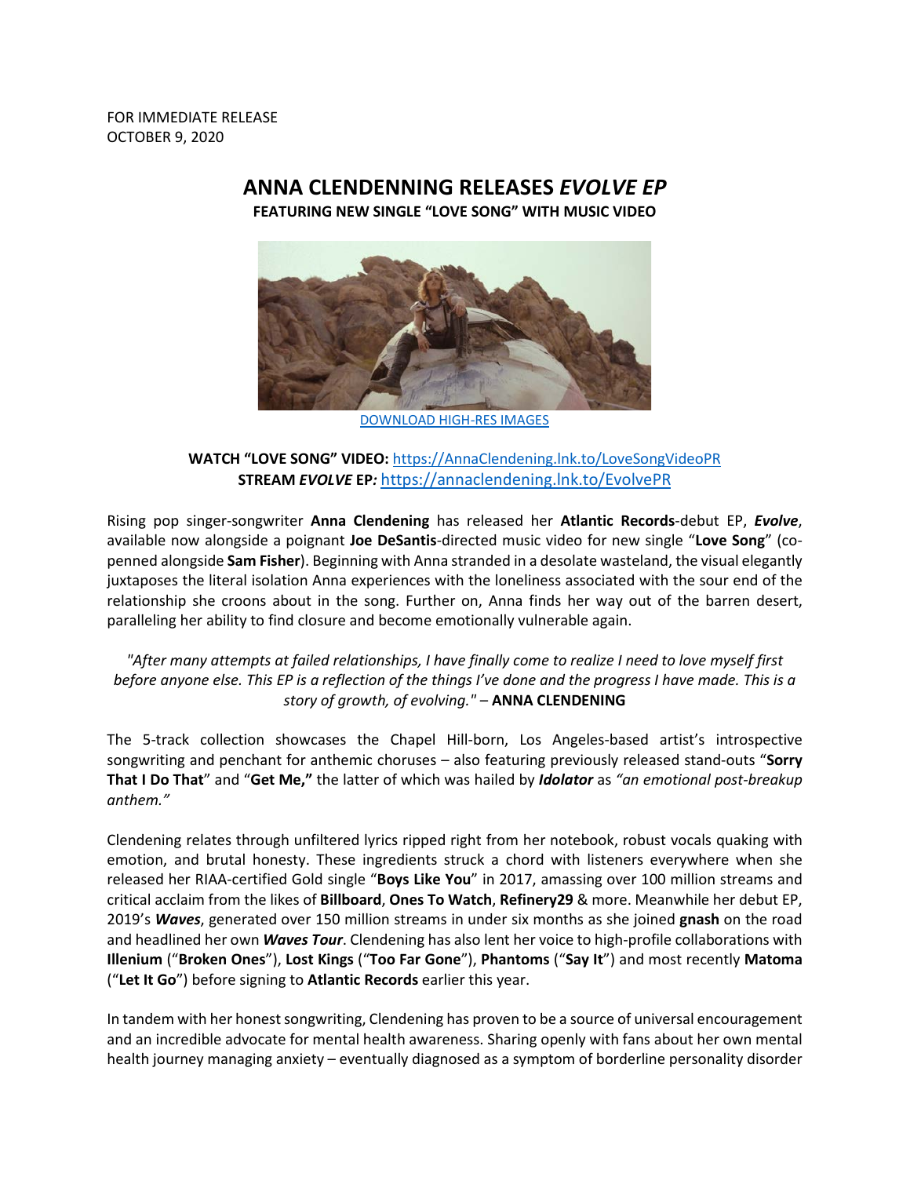FOR IMMEDIATE RELEASE
OCTOBER 9, 2020

# ANNA CLENDENNING RELEASES *EVOLVE EP*

**FEATURING NEW SINGLE "LOVE SONG" WITH MUSIC VIDEO**

DOWNLOAD HIGH-RES IMAGES

**WATCH "LOVE SONG" VIDEO:** https://AnnaClendening.lnk.to/LoveSongVideoPR
**STREAM *EVOLVE* EP*:*** https://annaclendening.lnk.to/EvolvePR

Rising pop singer-songwriter **Anna Clendening** has released her **Atlantic Records**-debut EP, ***Evolve***, available now alongside a poignant **Joe DeSantis**-directed music video for new single "**Love Song**" (co-penned alongside **Sam Fisher**). Beginning with Anna stranded in a desolate wasteland, the visual elegantly juxtaposes the literal isolation Anna experiences with the loneliness associated with the sour end of the relationship she croons about in the song. Further on, Anna finds her way out of the barren desert, paralleling her ability to find closure and become emotionally vulnerable again.

*"After many attempts at failed relationships, I have finally come to realize I need to love myself first before anyone else. This EP is a reflection of the things I've done and the progress I have made. This is a story of growth, of evolving."* – **ANNA CLENDENING**

The 5-track collection showcases the Chapel Hill-born, Los Angeles-based artist's introspective songwriting and penchant for anthemic choruses – also featuring previously released stand-outs "**Sorry That I Do That**" and "**Get Me,"** the latter of which was hailed by ***Idolator*** as *"an emotional post-breakup anthem."*

Clendening relates through unfiltered lyrics ripped right from her notebook, robust vocals quaking with emotion, and brutal honesty. These ingredients struck a chord with listeners everywhere when she released her RIAA-certified Gold single "**Boys Like You**" in 2017, amassing over 100 million streams and critical acclaim from the likes of **Billboard**, **Ones To Watch**, **Refinery29** & more. Meanwhile her debut EP, 2019's ***Waves***, generated over 150 million streams in under six months as she joined **gnash** on the road and headlined her own ***Waves Tour***. Clendening has also lent her voice to high-profile collaborations with **Illenium** ("**Broken Ones**"), **Lost Kings** ("**Too Far Gone**"), **Phantoms** ("**Say It**") and most recently **Matoma** ("**Let It Go**") before signing to **Atlantic Records** earlier this year.

In tandem with her honest songwriting, Clendening has proven to be a source of universal encouragement and an incredible advocate for mental health awareness. Sharing openly with fans about her own mental health journey managing anxiety – eventually diagnosed as a symptom of borderline personality disorder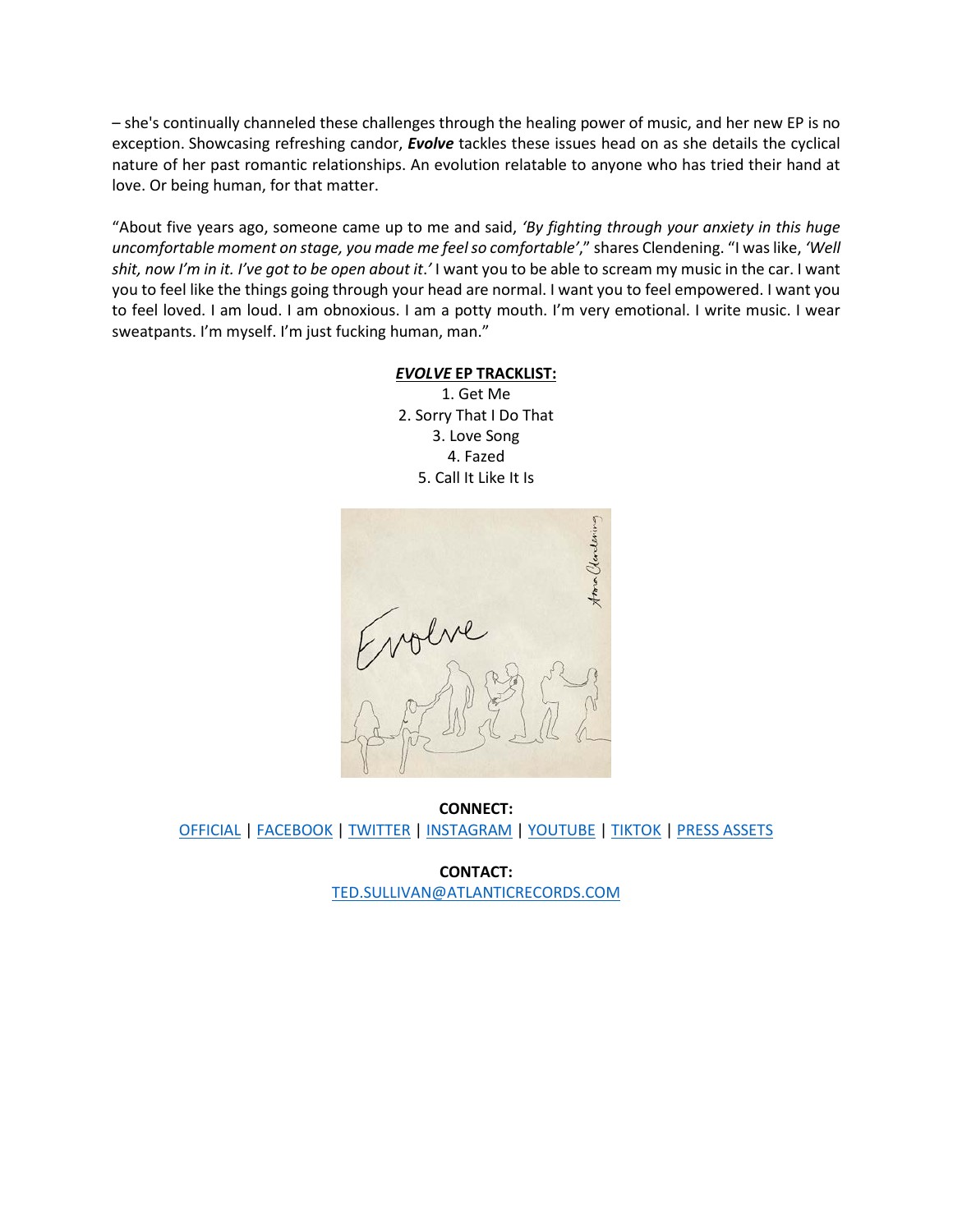– she's continually channeled these challenges through the healing power of music, and her new EP is no exception. Showcasing refreshing candor, ***Evolve*** tackles these issues head on as she details the cyclical nature of her past romantic relationships. An evolution relatable to anyone who has tried their hand at love. Or being human, for that matter.

"About five years ago, someone came up to me and said, *'By fighting through your anxiety in this huge uncomfortable moment on stage, you made me feel so comfortable'*," shares Clendening. "I was like, *'Well shit, now I'm in it. I've got to be open about it.'* I want you to be able to scream my music in the car. I want you to feel like the things going through your head are normal. I want you to feel empowered. I want you to feel loved. I am loud. I am obnoxious. I am a potty mouth. I'm very emotional. I write music. I wear sweatpants. I'm myself. I'm just fucking human, man."

**EVOLVE EP TRACKLIST:**

1. Get Me
2. Sorry That I Do That
3. Love Song
4. Fazed
5. Call It Like It Is

**CONNECT:**

OFFICIAL | FACEBOOK | TWITTER | INSTAGRAM | YOUTUBE | TIKTOK | PRESS ASSETS

**CONTACT:**

TED.SULLIVAN@ATLANTICRECORDS.COM